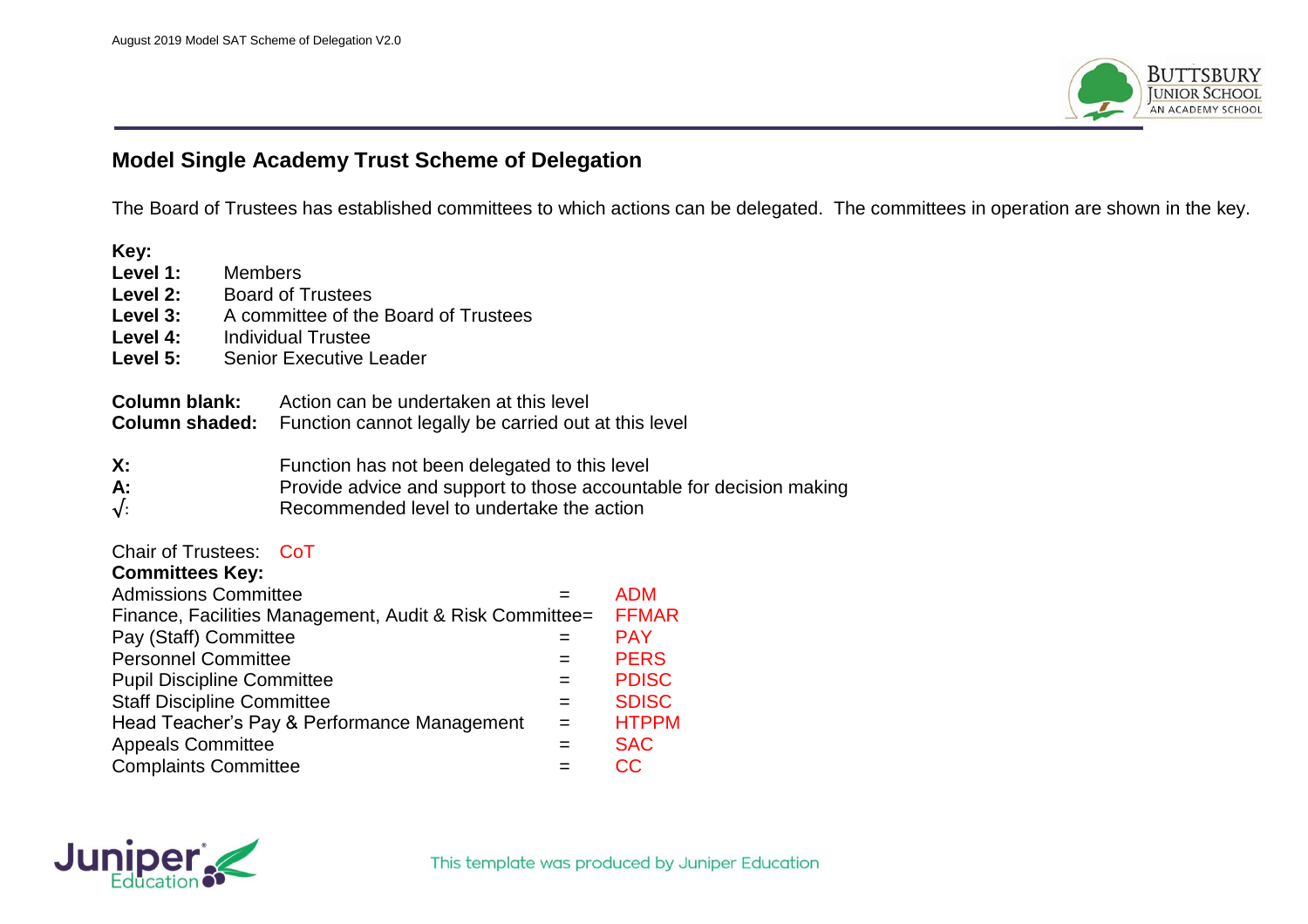# Model Single Academy Trust Scheme of Delegation

The Board of Trustees has established committees to which actions can be delegated. The committees in operation are shown in the key.

**Key:**

**Level 1:** Members
**Level 2:** Board of Trustees
**Level 3:** A committee of the Board of Trustees
**Level 4:** Individual Trustee
**Level 5:** Senior Executive Leader

**Column blank:** Action can be undertaken at this level
**Column shaded:** Function cannot legally be carried out at this level

**X:** Function has not been delegated to this level
**A:** Provide advice and support to those accountable for decision making
**√:** Recommended level to undertake the action

Chair of Trustees: CoT

**Committees Key:**

| Committee | | Abbreviation |
|---|---|---|
| Admissions Committee | = | ADM |
| Finance, Facilities Management, Audit & Risk Committee | = | FFMAR |
| Pay (Staff) Committee | = | PAY |
| Personnel Committee | = | PERS |
| Pupil Discipline Committee | = | PDISC |
| Staff Discipline Committee | = | SDISC |
| Head Teacher's Pay & Performance Management | = | HTPPM |
| Appeals Committee | = | SAC |
| Complaints Committee | = | CC |

This template was produced by Juniper Education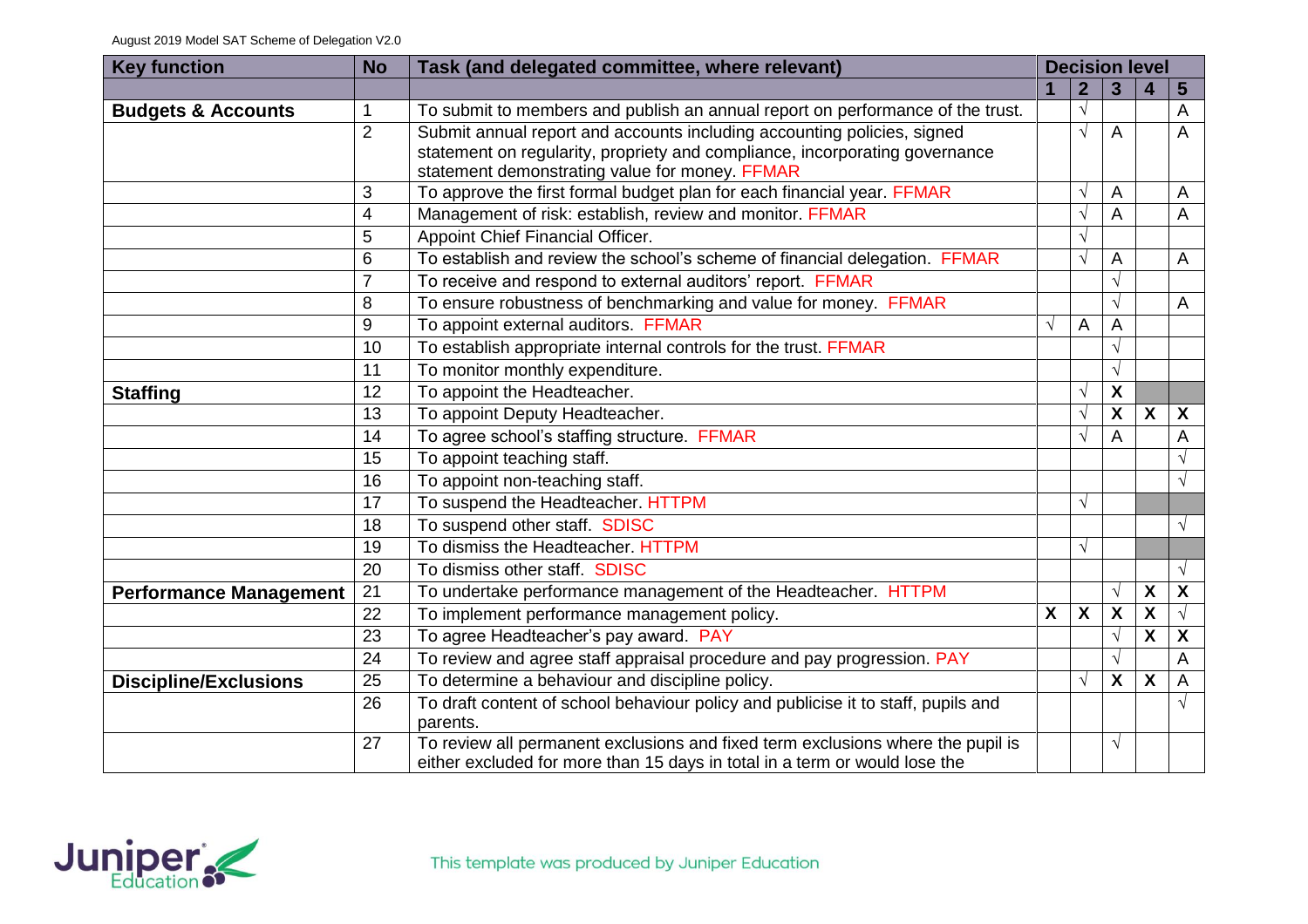| Key function | No | Task (and delegated committee, where relevant) | Decision level | | | | |
|---|---|---|---|---|---|---|---|
| | | | 1 | 2 | 3 | 4 | 5 |
| **Budgets & Accounts** | 1 | To submit to members and publish an annual report on performance of the trust. | | √ | | | A |
| | 2 | Submit annual report and accounts including accounting policies, signed statement on regularity, propriety and compliance, incorporating governance statement demonstrating value for money. FFMAR | | √ | A | | A |
| | 3 | To approve the first formal budget plan for each financial year. FFMAR | | √ | A | | A |
| | 4 | Management of risk: establish, review and monitor. FFMAR | | √ | A | | A |
| | 5 | Appoint Chief Financial Officer. | | √ | | | |
| | 6 | To establish and review the school's scheme of financial delegation. FFMAR | | √ | A | | A |
| | 7 | To receive and respond to external auditors' report. FFMAR | | | √ | | |
| | 8 | To ensure robustness of benchmarking and value for money. FFMAR | | | √ | | A |
| | 9 | To appoint external auditors. FFMAR | √ | A | A | | |
| | 10 | To establish appropriate internal controls for the trust. FFMAR | | | √ | | |
| | 11 | To monitor monthly expenditure. | | | √ | | |
| **Staffing** | 12 | To appoint the Headteacher. | | √ | **X** | | |
| | 13 | To appoint Deputy Headteacher. | | √ | **X** | **X** | **X** |
| | 14 | To agree school's staffing structure. FFMAR | | √ | A | | A |
| | 15 | To appoint teaching staff. | | | | | √ |
| | 16 | To appoint non-teaching staff. | | | | | √ |
| | 17 | To suspend the Headteacher. HTTPM | | √ | | | |
| | 18 | To suspend other staff. SDISC | | | | | √ |
| | 19 | To dismiss the Headteacher. HTTPM | | √ | | | |
| | 20 | To dismiss other staff. SDISC | | | | | √ |
| **Performance Management** | 21 | To undertake performance management of the Headteacher. HTTPM | | | √ | **X** | **X** |
| | 22 | To implement performance management policy. | **X** | **X** | **X** | **X** | √ |
| | 23 | To agree Headteacher's pay award. PAY | | | √ | **X** | **X** |
| | 24 | To review and agree staff appraisal procedure and pay progression. PAY | | | √ | | A |
| **Discipline/Exclusions** | 25 | To determine a behaviour and discipline policy. | | √ | **X** | **X** | A |
| | 26 | To draft content of school behaviour policy and publicise it to staff, pupils and parents. | | | | | √ |
| | 27 | To review all permanent exclusions and fixed term exclusions where the pupil is either excluded for more than 15 days in total in a term or would lose the | | | √ | | |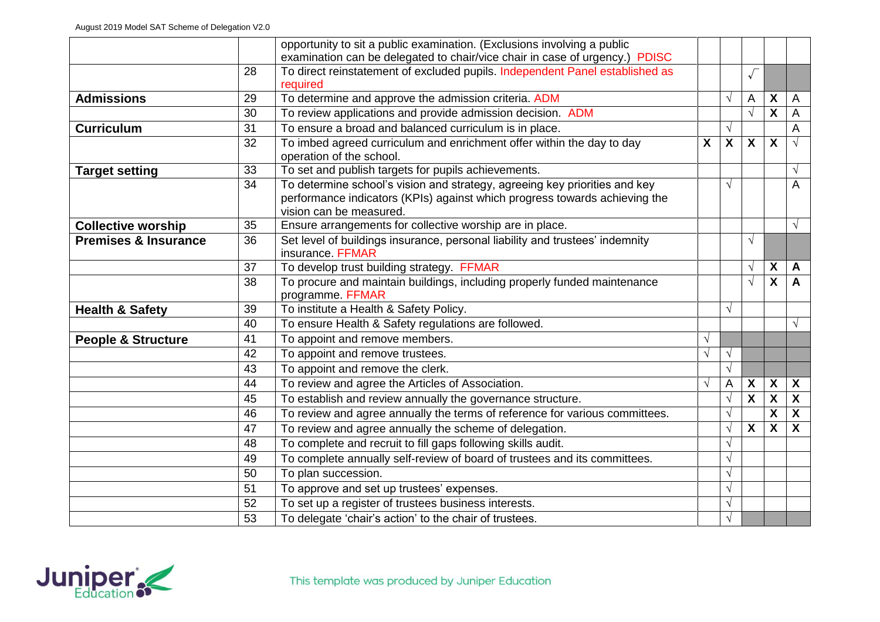| | | | | | | | |
|---|---|---|---|---|---|---|---|
| | | opportunity to sit a public examination. (Exclusions involving a public examination can be delegated to chair/vice chair in case of urgency.) PDISC | | | | | |
| | 28 | To direct reinstatement of excluded pupils. Independent Panel established as required | | | √ | | |
| **Admissions** | 29 | To determine and approve the admission criteria. ADM | | √ | A | **X** | A |
| | 30 | To review applications and provide admission decision. ADM | | | √ | **X** | A |
| **Curriculum** | 31 | To ensure a broad and balanced curriculum is in place. | | √ | | | A |
| | 32 | To imbed agreed curriculum and enrichment offer within the day to day operation of the school. | **X** | **X** | **X** | **X** | √ |
| **Target setting** | 33 | To set and publish targets for pupils achievements. | | | | | √ |
| | 34 | To determine school's vision and strategy, agreeing key priorities and key performance indicators (KPIs) against which progress towards achieving the vision can be measured. | | √ | | | A |
| **Collective worship** | 35 | Ensure arrangements for collective worship are in place. | | | | | √ |
| **Premises & Insurance** | 36 | Set level of buildings insurance, personal liability and trustees' indemnity insurance. FFMAR | | | √ | | |
| | 37 | To develop trust building strategy. FFMAR | | | √ | **X** | **A** |
| | 38 | To procure and maintain buildings, including properly funded maintenance programme. FFMAR | | | √ | **X** | **A** |
| **Health & Safety** | 39 | To institute a Health & Safety Policy. | | √ | | | |
| | 40 | To ensure Health & Safety regulations are followed. | | | | | √ |
| **People & Structure** | 41 | To appoint and remove members. | √ | | | | |
| | 42 | To appoint and remove trustees. | √ | √ | | | |
| | 43 | To appoint and remove the clerk. | | √ | | | |
| | 44 | To review and agree the Articles of Association. | √ | A | **X** | **X** | **X** |
| | 45 | To establish and review annually the governance structure. | | √ | **X** | **X** | **X** |
| | 46 | To review and agree annually the terms of reference for various committees. | | √ | | **X** | **X** |
| | 47 | To review and agree annually the scheme of delegation. | | √ | **X** | **X** | **X** |
| | 48 | To complete and recruit to fill gaps following skills audit. | | √ | | | |
| | 49 | To complete annually self-review of board of trustees and its committees. | | √ | | | |
| | 50 | To plan succession. | | √ | | | |
| | 51 | To approve and set up trustees' expenses. | | √ | | | |
| | 52 | To set up a register of trustees business interests. | | √ | | | |
| | 53 | To delegate 'chair's action' to the chair of trustees. | | √ | | | |

This template was produced by Juniper Education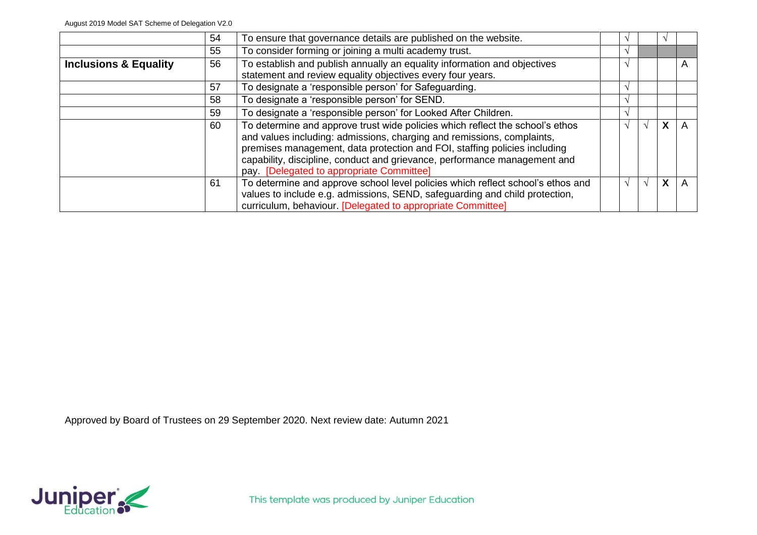| | | | | | | | |
|---|---|---|---|---|---|---|---|
| | 54 | To ensure that governance details are published on the website. | | √ | | √ | |
| | 55 | To consider forming or joining a multi academy trust. | | √ | | | |
| **Inclusions & Equality** | 56 | To establish and publish annually an equality information and objectives statement and review equality objectives every four years. | | √ | | | A |
| | 57 | To designate a 'responsible person' for Safeguarding. | | √ | | | |
| | 58 | To designate a 'responsible person' for SEND. | | √ | | | |
| | 59 | To designate a 'responsible person' for Looked After Children. | | √ | | | |
| | 60 | To determine and approve trust wide policies which reflect the school's ethos and values including: admissions, charging and remissions, complaints, premises management, data protection and FOI, staffing policies including capability, discipline, conduct and grievance, performance management and pay. [Delegated to appropriate Committee] | | √ | √ | **X** | A |
| | 61 | To determine and approve school level policies which reflect school's ethos and values to include e.g. admissions, SEND, safeguarding and child protection, curriculum, behaviour. [Delegated to appropriate Committee] | | √ | √ | **X** | A |

Approved by Board of Trustees on 29 September 2020. Next review date: Autumn 2021

This template was produced by Juniper Education